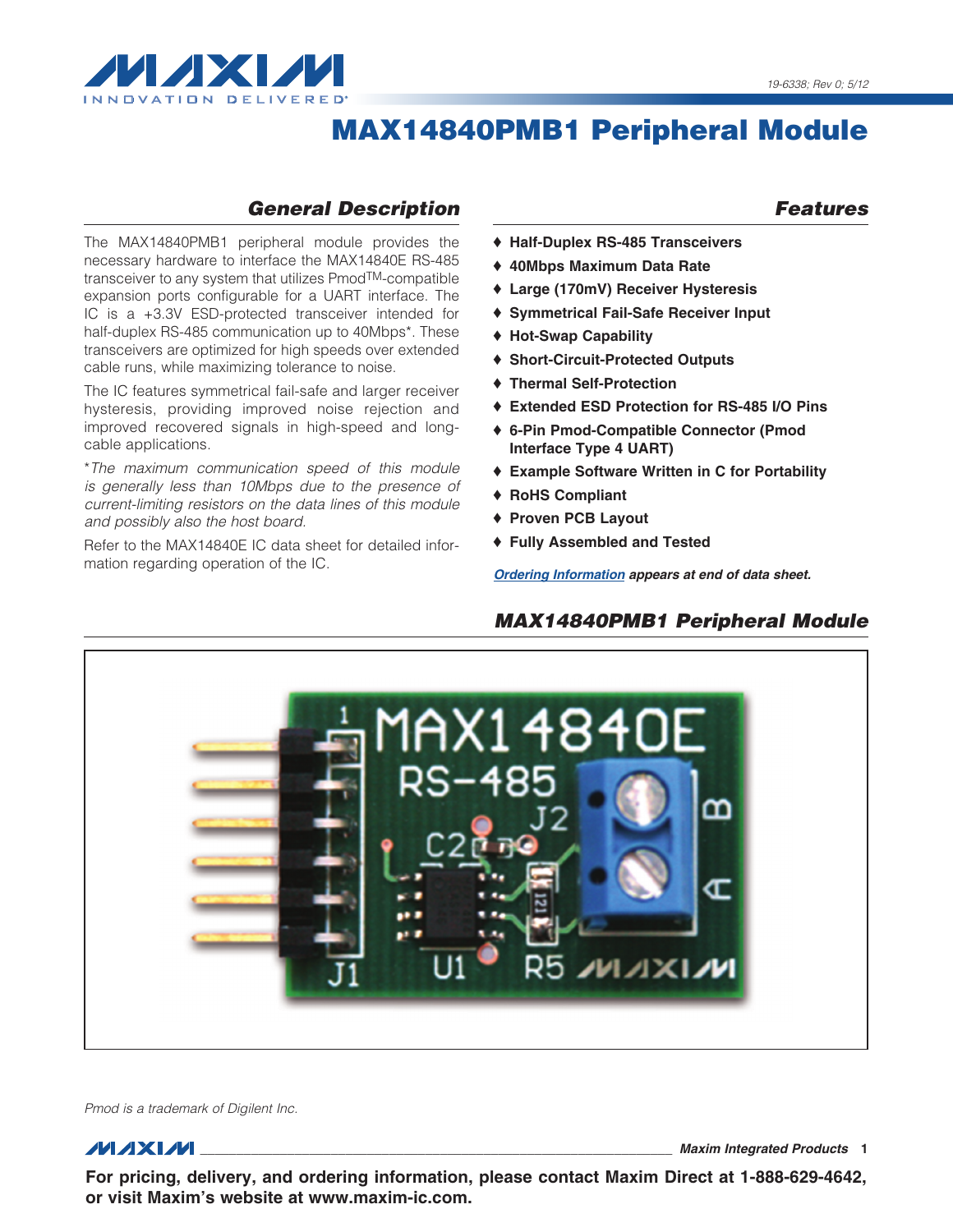19-6338; Rev 0; 5/12

# MAX14840PMB1 Peripheral Module

## General Description

The MAX14840PMB1 peripheral module provides the necessary hardware to interface the MAX14840E RS-485 transceiver to any system that utilizes Pmod™-compatible expansion ports configurable for a UART interface. The IC is a +3.3V ESD-protected transceiver intended for half-duplex RS-485 communication up to 40Mbps*. These transceivers are optimized for high speeds over extended cable runs, while maximizing tolerance to noise.

The IC features symmetrical fail-safe and larger receiver hysteresis, providing improved noise rejection and improved recovered signals in high-speed and long-cable applications.

**The maximum communication speed of this module is generally less than 10Mbps due to the presence of current-limiting resistors on the data lines of this module and possibly also the host board.*

Refer to the MAX14840E IC data sheet for detailed information regarding operation of the IC.

## Features

- ♦ **Half-Duplex RS-485 Transceivers**
- ♦ **40Mbps Maximum Data Rate**
- ♦ **Large (170mV) Receiver Hysteresis**
- ♦ **Symmetrical Fail-Safe Receiver Input**
- ♦ **Hot-Swap Capability**
- ♦ **Short-Circuit-Protected Outputs**
- ♦ **Thermal Self-Protection**
- ♦ **Extended ESD Protection for RS-485 I/O Pins**
- ♦ **6-Pin Pmod-Compatible Connector (Pmod Interface Type 4 UART)**
- ♦ **Example Software Written in C for Portability**
- ♦ **RoHS Compliant**
- ♦ **Proven PCB Layout**
- ♦ **Fully Assembled and Tested**

***Ordering Information appears at end of data sheet.***

## MAX14840PMB1 Peripheral Module

*Pmod is a trademark of Digilent Inc.*

**For pricing, delivery, and ordering information, please contact Maxim Direct at 1-888-629-4642, or visit Maxim's website at www.maxim-ic.com.**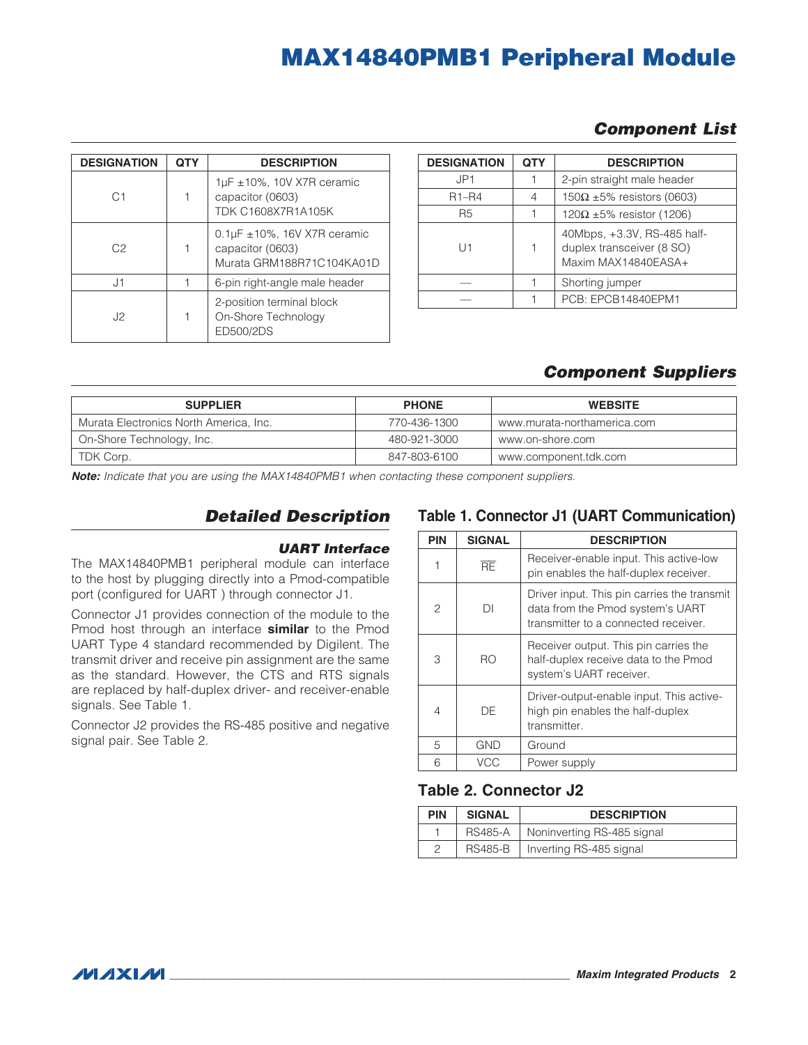## Component List

| DESIGNATION | QTY | DESCRIPTION |
|---|---|---|
| C1 | 1 | 1µF ±10%, 10V X7R ceramic capacitor (0603) TDK C1608X7R1A105K |
| C2 | 1 | 0.1µF ±10%, 16V X7R ceramic capacitor (0603) Murata GRM188R71C104KA01D |
| J1 | 1 | 6-pin right-angle male header |
| J2 | 1 | 2-position terminal block On-Shore Technology ED500/2DS |
| JP1 | 1 | 2-pin straight male header |
| R1–R4 | 4 | 150Ω ±5% resistors (0603) |
| R5 | 1 | 120Ω ±5% resistor (1206) |
| U1 | 1 | 40Mbps, +3.3V, RS-485 half-duplex transceiver (8 SO) Maxim MAX14840EASA+ |
| — | 1 | Shorting jumper |
| — | 1 | PCB: EPCB14840EPM1 |

## Component Suppliers

| SUPPLIER | PHONE | WEBSITE |
|---|---|---|
| Murata Electronics North America, Inc. | 770-436-1300 | www.murata-northamerica.com |
| On-Shore Technology, Inc. | 480-921-3000 | www.on-shore.com |
| TDK Corp. | 847-803-6100 | www.component.tdk.com |

***Note:*** *Indicate that you are using the MAX14840PMB1 when contacting these component suppliers.*

## Detailed Description

### UART Interface

The MAX14840PMB1 peripheral module can interface to the host by plugging directly into a Pmod-compatible port (configured for UART ) through connector J1.

Connector J1 provides connection of the module to the Pmod host through an interface **similar** to the Pmod UART Type 4 standard recommended by Digilent. The transmit driver and receive pin assignment are the same as the standard. However, the CTS and RTS signals are replaced by half-duplex driver- and receiver-enable signals. See Table 1.

Connector J2 provides the RS-485 positive and negative signal pair. See Table 2.

### Table 1. Connector J1 (UART Communication)

| PIN | SIGNAL | DESCRIPTION |
|---|---|---|
| 1 | $\overline{\text{RE}}$ | Receiver-enable input. This active-low pin enables the half-duplex receiver. |
| 2 | DI | Driver input. This pin carries the transmit data from the Pmod system's UART transmitter to a connected receiver. |
| 3 | RO | Receiver output. This pin carries the half-duplex receive data to the Pmod system's UART receiver. |
| 4 | DE | Driver-output-enable input. This active-high pin enables the half-duplex transmitter. |
| 5 | GND | Ground |
| 6 | VCC | Power supply |

### Table 2. Connector J2

| PIN | SIGNAL | DESCRIPTION |
|---|---|---|
| 1 | RS485-A | Noninverting RS-485 signal |
| 2 | RS485-B | Inverting RS-485 signal |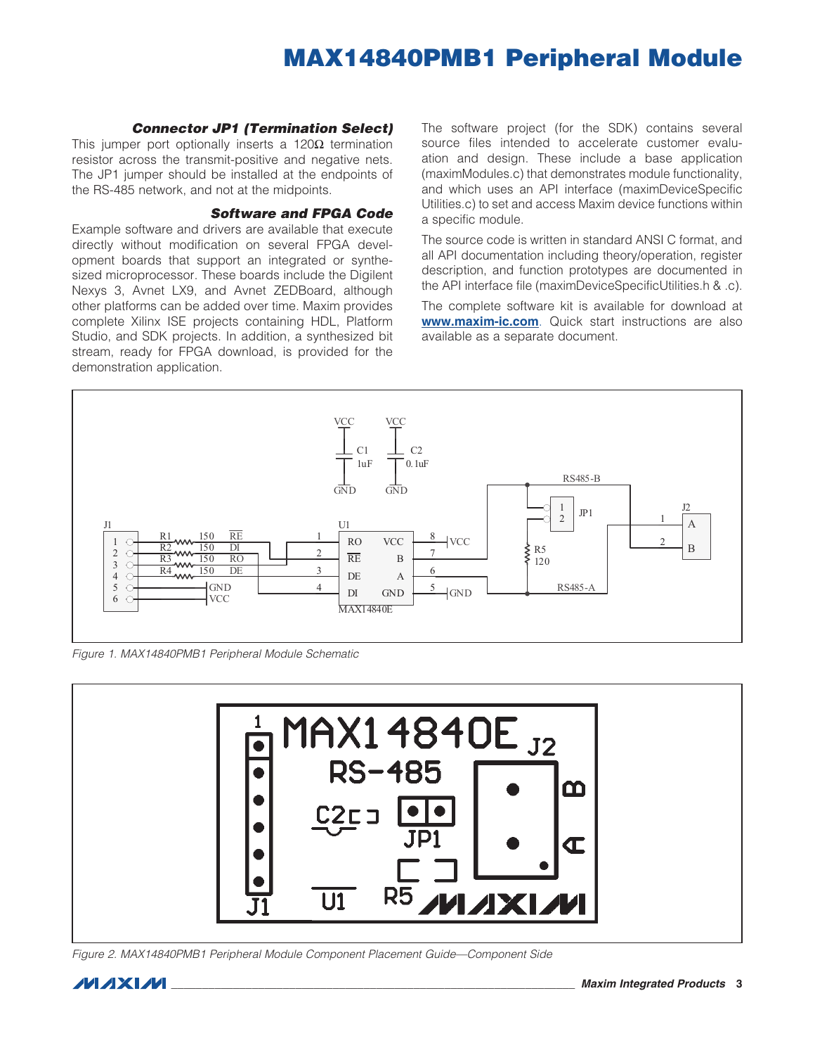### Connector JP1 (Termination Select)

This jumper port optionally inserts a 120Ω termination resistor across the transmit-positive and negative nets. The JP1 jumper should be installed at the endpoints of the RS-485 network, and not at the midpoints.

### Software and FPGA Code

Example software and drivers are available that execute directly without modification on several FPGA development boards that support an integrated or synthesized microprocessor. These boards include the Digilent Nexys 3, Avnet LX9, and Avnet ZEDBoard, although other platforms can be added over time. Maxim provides complete Xilinx ISE projects containing HDL, Platform Studio, and SDK projects. In addition, a synthesized bit stream, ready for FPGA download, is provided for the demonstration application.

The software project (for the SDK) contains several source files intended to accelerate customer evaluation and design. These include a base application (maximModules.c) that demonstrates module functionality, and which uses an API interface (maximDeviceSpecific Utilities.c) to set and access Maxim device functions within a specific module.

The source code is written in standard ANSI C format, and all API documentation including theory/operation, register description, and function prototypes are documented in the API interface file (maximDeviceSpecificUtilities.h & .c).

The complete software kit is available for download at **www.maxim-ic.com**. Quick start instructions are also available as a separate document.

*Figure 1. MAX14840PMB1 Peripheral Module Schematic*

*Figure 2. MAX14840PMB1 Peripheral Module Component Placement Guide—Component Side*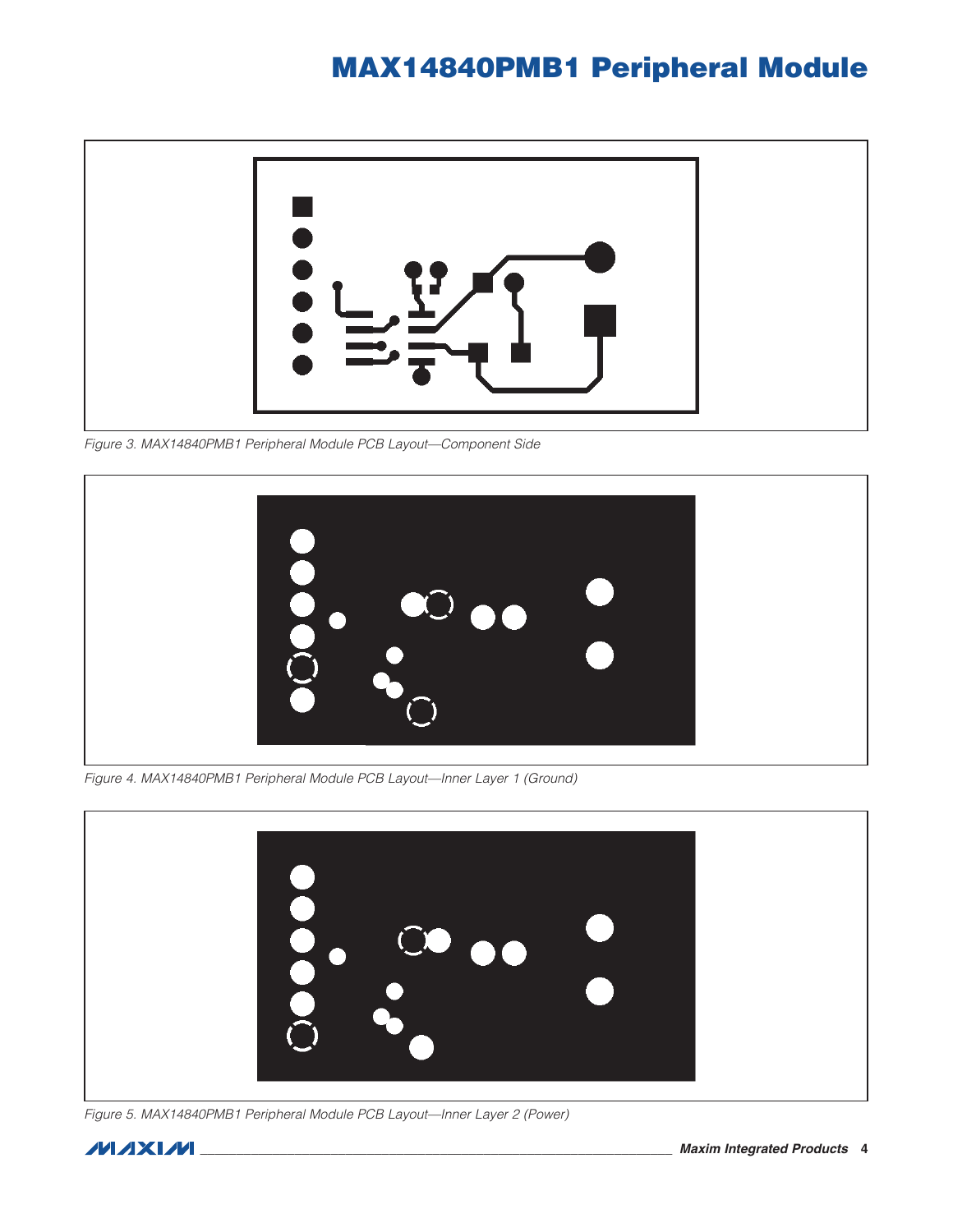Figure 3. MAX14840PMB1 Peripheral Module PCB Layout—Component Side

Figure 4. MAX14840PMB1 Peripheral Module PCB Layout—Inner Layer 1 (Ground)

Figure 5. MAX14840PMB1 Peripheral Module PCB Layout—Inner Layer 2 (Power)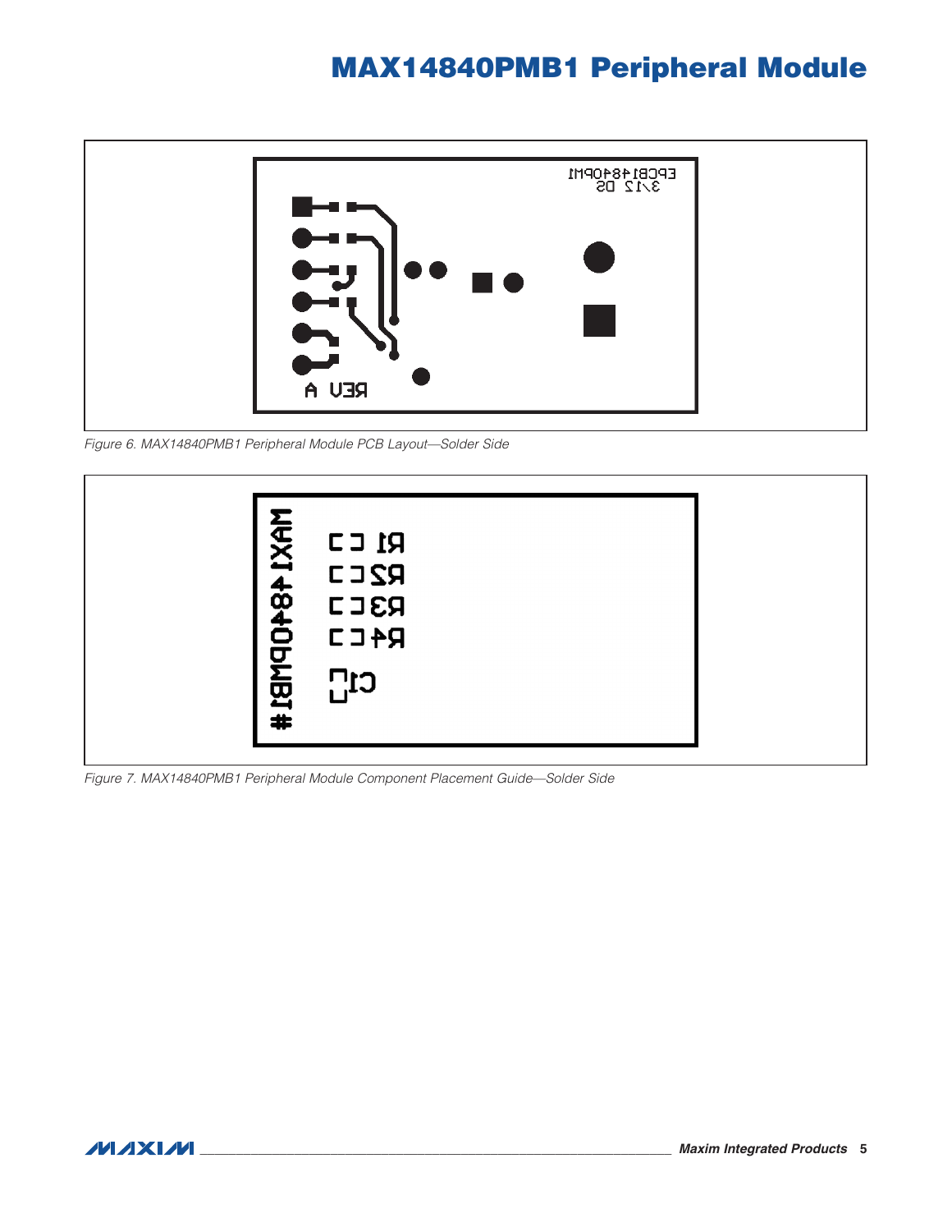Figure 6. MAX14840PMB1 Peripheral Module PCB Layout—Solder Side

Figure 7. MAX14840PMB1 Peripheral Module Component Placement Guide—Solder Side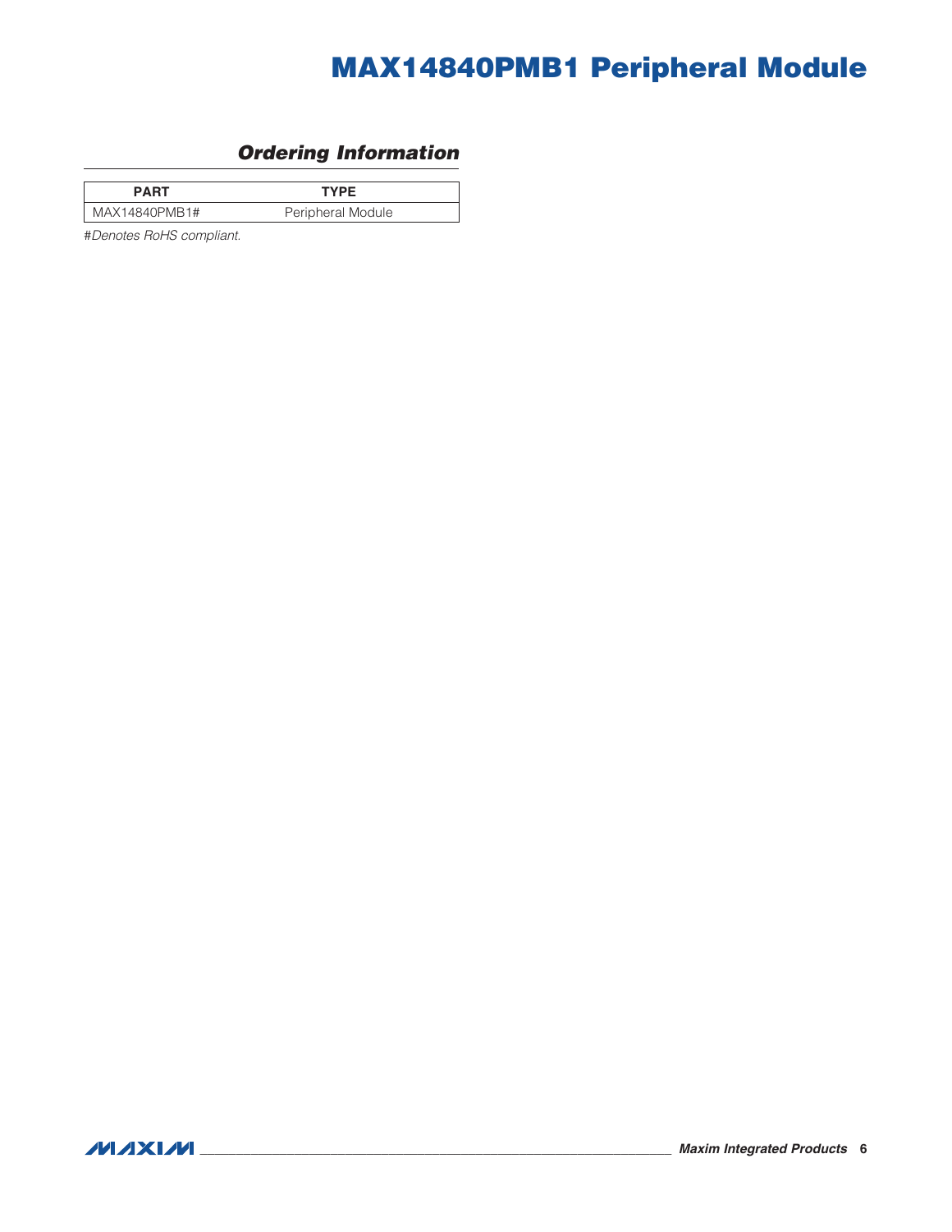## Ordering Information

| PART | TYPE |
|---|---|
| MAX14840PMB1# | Peripheral Module |

#*Denotes RoHS compliant.*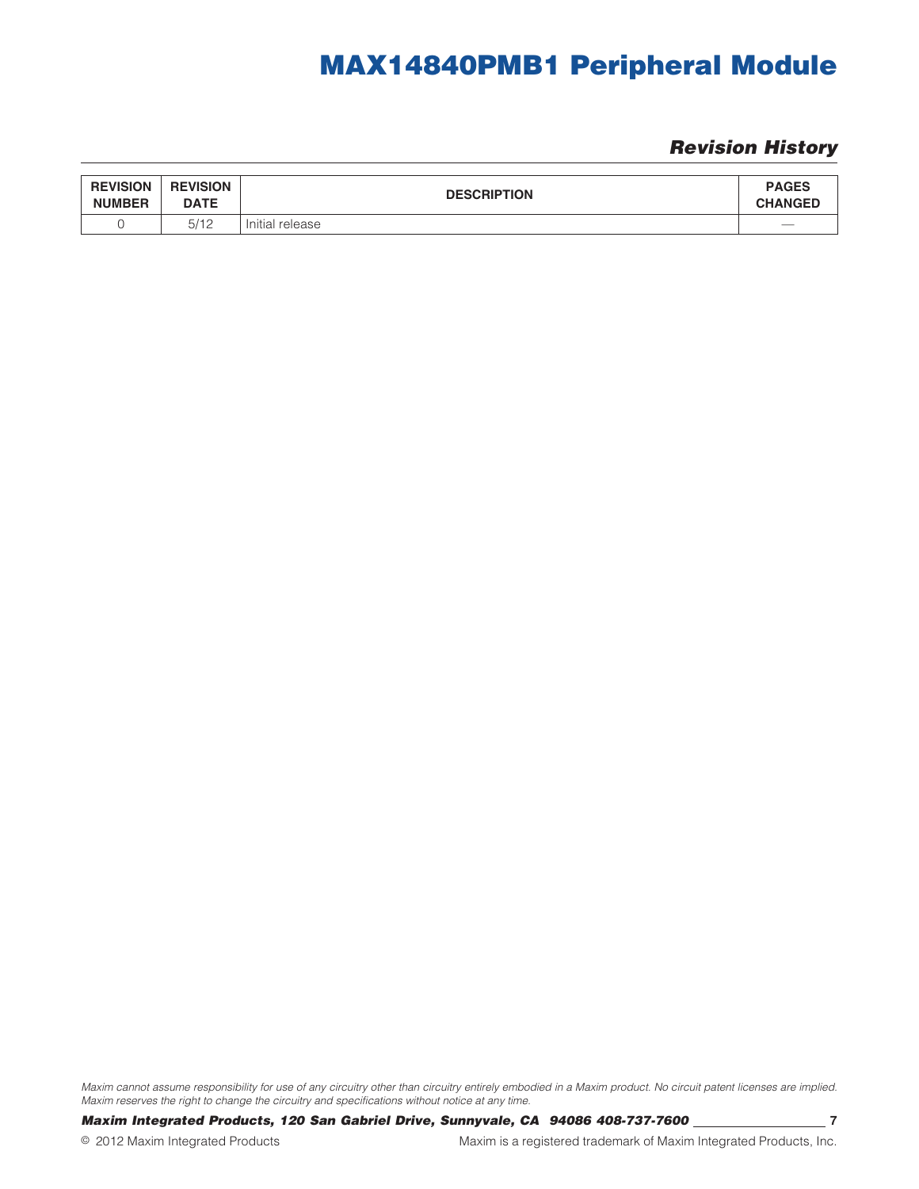## Revision History

| REVISION NUMBER | REVISION DATE | DESCRIPTION | PAGES CHANGED |
|---|---|---|---|
| 0 | 5/12 | Initial release | — |

*Maxim cannot assume responsibility for use of any circuitry other than circuitry entirely embodied in a Maxim product. No circuit patent licenses are implied. Maxim reserves the right to change the circuitry and specifications without notice at any time.*

***Maxim Integrated Products, 120 San Gabriel Drive, Sunnyvale, CA 94086 408-737-7600***

© 2012 Maxim Integrated Products

Maxim is a registered trademark of Maxim Integrated Products, Inc.